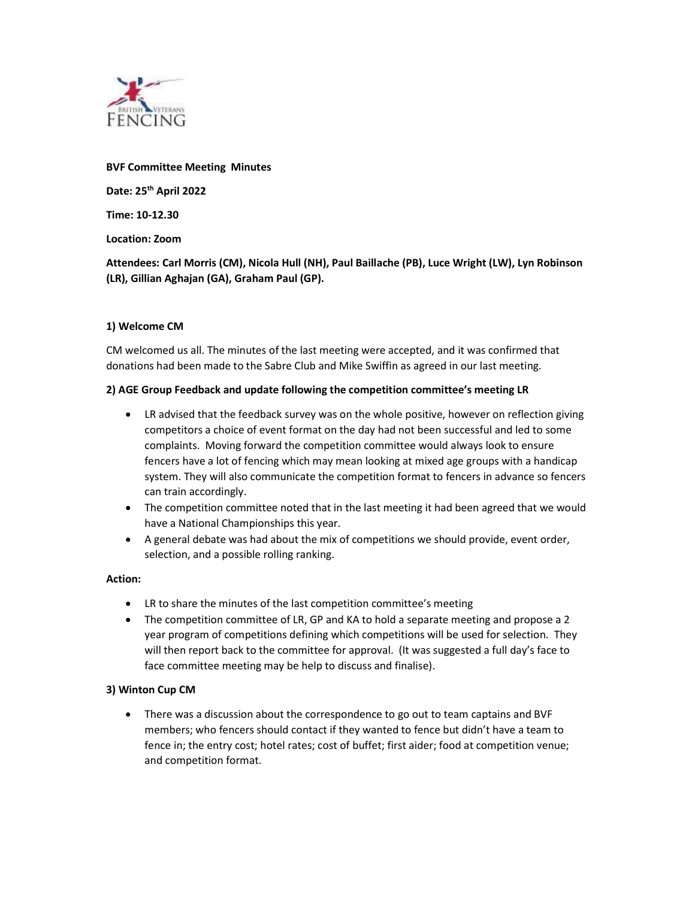**BVF Committee Meeting Minutes**

**Date: 25th April 2022**

**Time: 10-12.30**

**Location: Zoom**

**Attendees: Carl Morris (CM), Nicola Hull (NH), Paul Baillache (PB), Luce Wright (LW), Lyn Robinson (LR), Gillian Aghajan (GA), Graham Paul (GP).**

**1) Welcome CM**

CM welcomed us all. The minutes of the last meeting were accepted, and it was confirmed that donations had been made to the Sabre Club and Mike Swiffin as agreed in our last meeting.

**2) AGE Group Feedback and update following the competition committee's meeting LR**

- LR advised that the feedback survey was on the whole positive, however on reflection giving competitors a choice of event format on the day had not been successful and led to some complaints. Moving forward the competition committee would always look to ensure fencers have a lot of fencing which may mean looking at mixed age groups with a handicap system. They will also communicate the competition format to fencers in advance so fencers can train accordingly.
- The competition committee noted that in the last meeting it had been agreed that we would have a National Championships this year.
- A general debate was had about the mix of competitions we should provide, event order, selection, and a possible rolling ranking.

**Action:**

- LR to share the minutes of the last competition committee's meeting
- The competition committee of LR, GP and KA to hold a separate meeting and propose a 2 year program of competitions defining which competitions will be used for selection. They will then report back to the committee for approval. (It was suggested a full day's face to face committee meeting may be help to discuss and finalise).

**3) Winton Cup CM**

- There was a discussion about the correspondence to go out to team captains and BVF members; who fencers should contact if they wanted to fence but didn't have a team to fence in; the entry cost; hotel rates; cost of buffet; first aider; food at competition venue; and competition format.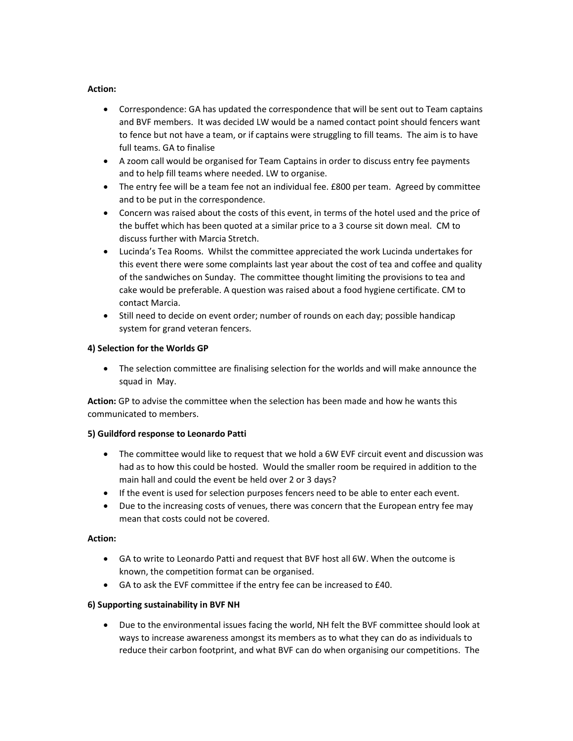**Action:**

- Correspondence: GA has updated the correspondence that will be sent out to Team captains and BVF members. It was decided LW would be a named contact point should fencers want to fence but not have a team, or if captains were struggling to fill teams. The aim is to have full teams. GA to finalise
- A zoom call would be organised for Team Captains in order to discuss entry fee payments and to help fill teams where needed. LW to organise.
- The entry fee will be a team fee not an individual fee. £800 per team. Agreed by committee and to be put in the correspondence.
- Concern was raised about the costs of this event, in terms of the hotel used and the price of the buffet which has been quoted at a similar price to a 3 course sit down meal. CM to discuss further with Marcia Stretch.
- Lucinda's Tea Rooms. Whilst the committee appreciated the work Lucinda undertakes for this event there were some complaints last year about the cost of tea and coffee and quality of the sandwiches on Sunday. The committee thought limiting the provisions to tea and cake would be preferable. A question was raised about a food hygiene certificate. CM to contact Marcia.
- Still need to decide on event order; number of rounds on each day; possible handicap system for grand veteran fencers.

**4) Selection for the Worlds GP**

- The selection committee are finalising selection for the worlds and will make announce the squad in May.

**Action:** GP to advise the committee when the selection has been made and how he wants this communicated to members.

**5) Guildford response to Leonardo Patti**

- The committee would like to request that we hold a 6W EVF circuit event and discussion was had as to how this could be hosted. Would the smaller room be required in addition to the main hall and could the event be held over 2 or 3 days?
- If the event is used for selection purposes fencers need to be able to enter each event.
- Due to the increasing costs of venues, there was concern that the European entry fee may mean that costs could not be covered.

**Action:**

- GA to write to Leonardo Patti and request that BVF host all 6W. When the outcome is known, the competition format can be organised.
- GA to ask the EVF committee if the entry fee can be increased to £40.

**6) Supporting sustainability in BVF NH**

- Due to the environmental issues facing the world, NH felt the BVF committee should look at ways to increase awareness amongst its members as to what they can do as individuals to reduce their carbon footprint, and what BVF can do when organising our competitions. The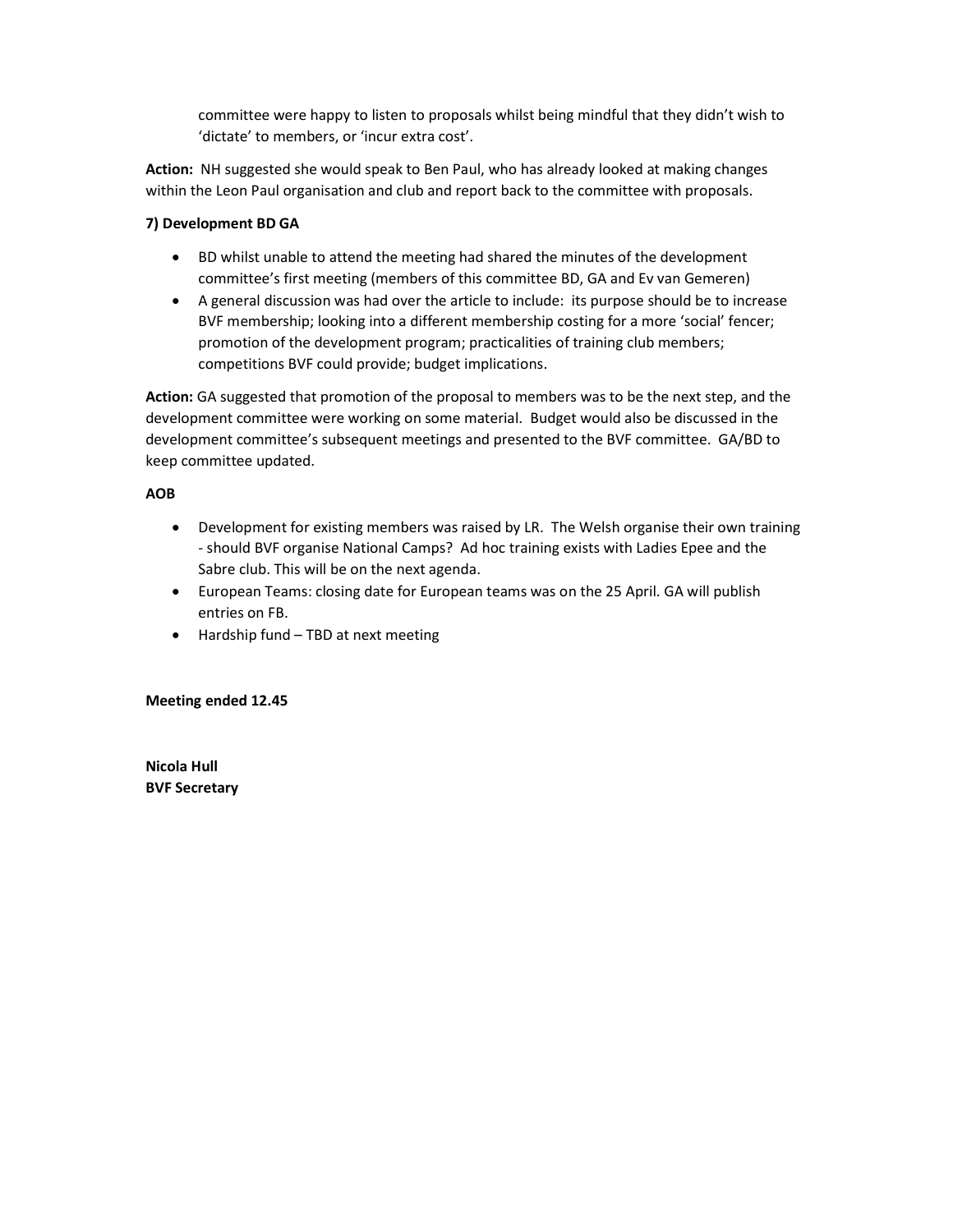committee were happy to listen to proposals whilst being mindful that they didn't wish to 'dictate' to members, or 'incur extra cost'.

**Action:** NH suggested she would speak to Ben Paul, who has already looked at making changes within the Leon Paul organisation and club and report back to the committee with proposals.

**7) Development BD GA**

- BD whilst unable to attend the meeting had shared the minutes of the development committee's first meeting (members of this committee BD, GA and Ev van Gemeren)
- A general discussion was had over the article to include: its purpose should be to increase BVF membership; looking into a different membership costing for a more 'social' fencer; promotion of the development program; practicalities of training club members; competitions BVF could provide; budget implications.

**Action:** GA suggested that promotion of the proposal to members was to be the next step, and the development committee were working on some material. Budget would also be discussed in the development committee's subsequent meetings and presented to the BVF committee. GA/BD to keep committee updated.

**AOB**

- Development for existing members was raised by LR. The Welsh organise their own training - should BVF organise National Camps? Ad hoc training exists with Ladies Epee and the Sabre club. This will be on the next agenda.
- European Teams: closing date for European teams was on the 25 April. GA will publish entries on FB.
- Hardship fund – TBD at next meeting

**Meeting ended 12.45**

**Nicola Hull**
**BVF Secretary**